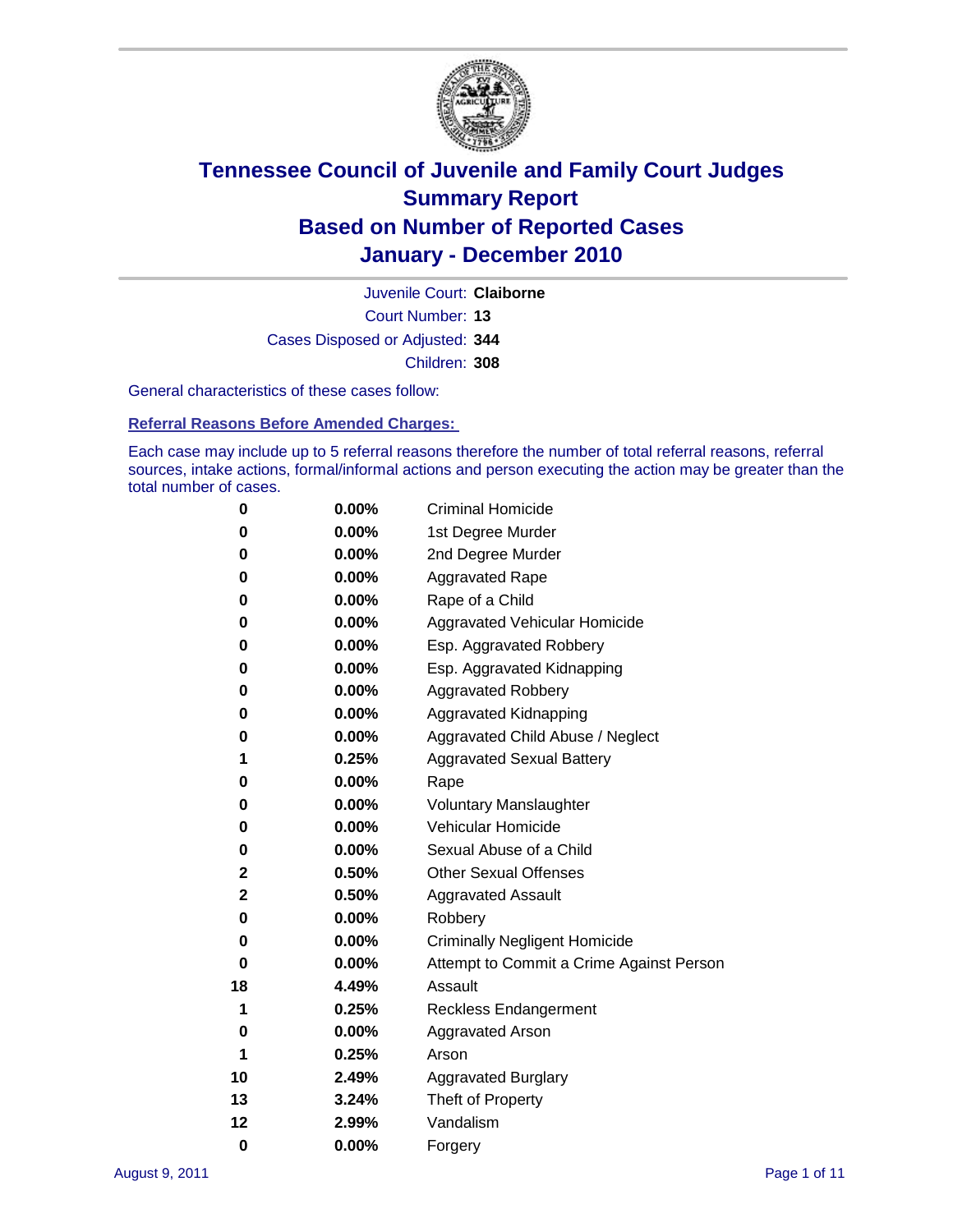# Tennessee Council of Juvenile and Family Court Judges
## Summary Report
## Based on Number of Reported Cases
## January - December 2010

Juvenile Court: **Claiborne**

Court Number: **13**

Cases Disposed or Adjusted: **344**

Children: **308**

General characteristics of these cases follow:

### Referral Reasons Before Amended Charges:

Each case may include up to 5 referral reasons therefore the number of total referral reasons, referral sources, intake actions, formal/informal actions and person executing the action may be greater than the total number of cases.

| | | |
|---|---|---|
| 0 | 0.00% | Criminal Homicide |
| 0 | 0.00% | 1st Degree Murder |
| 0 | 0.00% | 2nd Degree Murder |
| 0 | 0.00% | Aggravated Rape |
| 0 | 0.00% | Rape of a Child |
| 0 | 0.00% | Aggravated Vehicular Homicide |
| 0 | 0.00% | Esp. Aggravated Robbery |
| 0 | 0.00% | Esp. Aggravated Kidnapping |
| 0 | 0.00% | Aggravated Robbery |
| 0 | 0.00% | Aggravated Kidnapping |
| 0 | 0.00% | Aggravated Child Abuse / Neglect |
| 1 | 0.25% | Aggravated Sexual Battery |
| 0 | 0.00% | Rape |
| 0 | 0.00% | Voluntary Manslaughter |
| 0 | 0.00% | Vehicular Homicide |
| 0 | 0.00% | Sexual Abuse of a Child |
| 2 | 0.50% | Other Sexual Offenses |
| 2 | 0.50% | Aggravated Assault |
| 0 | 0.00% | Robbery |
| 0 | 0.00% | Criminally Negligent Homicide |
| 0 | 0.00% | Attempt to Commit a Crime Against Person |
| 18 | 4.49% | Assault |
| 1 | 0.25% | Reckless Endangerment |
| 0 | 0.00% | Aggravated Arson |
| 1 | 0.25% | Arson |
| 10 | 2.49% | Aggravated Burglary |
| 13 | 3.24% | Theft of Property |
| 12 | 2.99% | Vandalism |
| 0 | 0.00% | Forgery |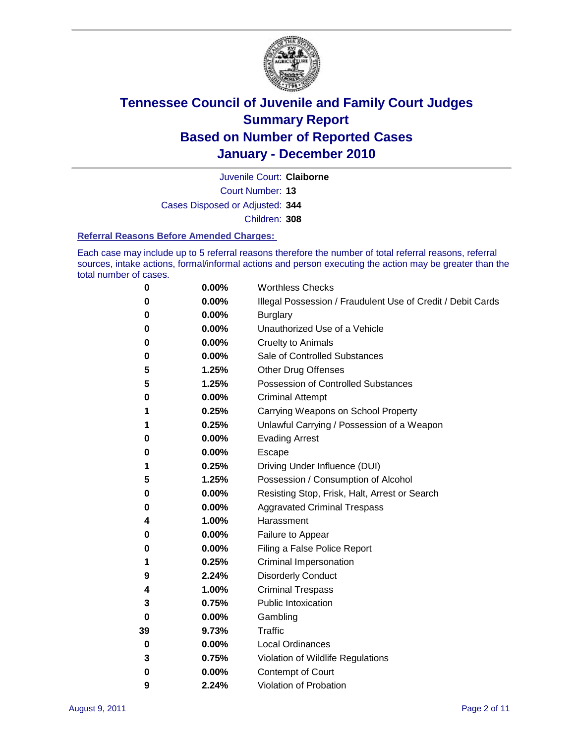# Tennessee Council of Juvenile and Family Court Judges
## Summary Report
## Based on Number of Reported Cases
## January - December 2010

Juvenile Court: **Claiborne**

Court Number: **13**

Cases Disposed or Adjusted: **344**

Children: **308**

### Referral Reasons Before Amended Charges:

Each case may include up to 5 referral reasons therefore the number of total referral reasons, referral sources, intake actions, formal/informal actions and person executing the action may be greater than the total number of cases.

| | | |
|---|---|---|
| 0 | 0.00% | Worthless Checks |
| 0 | 0.00% | Illegal Possession / Fraudulent Use of Credit / Debit Cards |
| 0 | 0.00% | Burglary |
| 0 | 0.00% | Unauthorized Use of a Vehicle |
| 0 | 0.00% | Cruelty to Animals |
| 0 | 0.00% | Sale of Controlled Substances |
| 5 | 1.25% | Other Drug Offenses |
| 5 | 1.25% | Possession of Controlled Substances |
| 0 | 0.00% | Criminal Attempt |
| 1 | 0.25% | Carrying Weapons on School Property |
| 1 | 0.25% | Unlawful Carrying / Possession of a Weapon |
| 0 | 0.00% | Evading Arrest |
| 0 | 0.00% | Escape |
| 1 | 0.25% | Driving Under Influence (DUI) |
| 5 | 1.25% | Possession / Consumption of Alcohol |
| 0 | 0.00% | Resisting Stop, Frisk, Halt, Arrest or Search |
| 0 | 0.00% | Aggravated Criminal Trespass |
| 4 | 1.00% | Harassment |
| 0 | 0.00% | Failure to Appear |
| 0 | 0.00% | Filing a False Police Report |
| 1 | 0.25% | Criminal Impersonation |
| 9 | 2.24% | Disorderly Conduct |
| 4 | 1.00% | Criminal Trespass |
| 3 | 0.75% | Public Intoxication |
| 0 | 0.00% | Gambling |
| 39 | 9.73% | Traffic |
| 0 | 0.00% | Local Ordinances |
| 3 | 0.75% | Violation of Wildlife Regulations |
| 0 | 0.00% | Contempt of Court |
| 9 | 2.24% | Violation of Probation |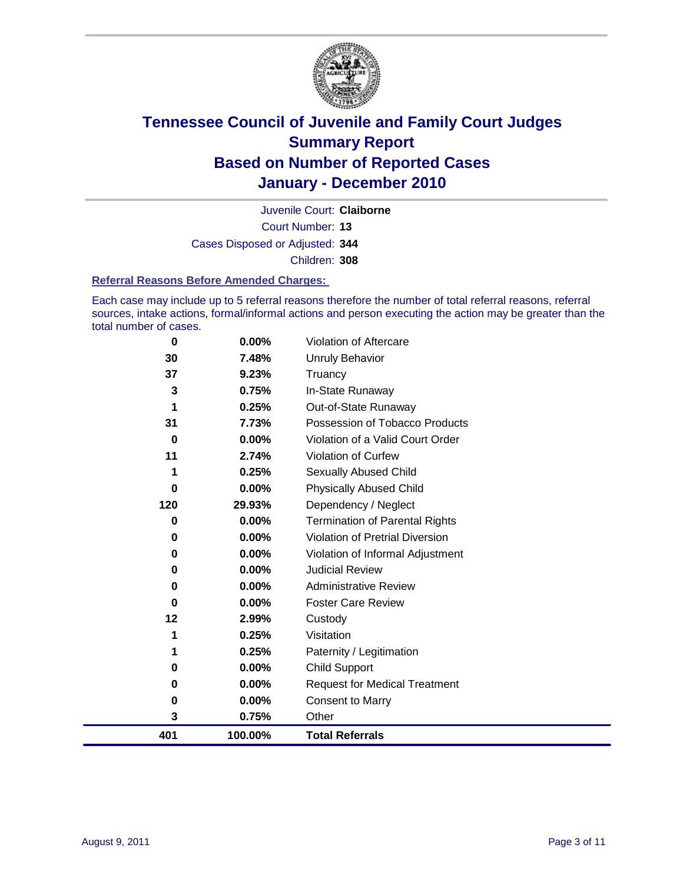# Tennessee Council of Juvenile and Family Court Judges
## Summary Report
## Based on Number of Reported Cases
## January - December 2010

Juvenile Court: **Claiborne**

Court Number: **13**

Cases Disposed or Adjusted: **344**

Children: **308**

### Referral Reasons Before Amended Charges:

Each case may include up to 5 referral reasons therefore the number of total referral reasons, referral sources, intake actions, formal/informal actions and person executing the action may be greater than the total number of cases.

| Count | Percent | Referral Reason |
|---|---|---|
| 0 | 0.00% | Violation of Aftercare |
| 30 | 7.48% | Unruly Behavior |
| 37 | 9.23% | Truancy |
| 3 | 0.75% | In-State Runaway |
| 1 | 0.25% | Out-of-State Runaway |
| 31 | 7.73% | Possession of Tobacco Products |
| 0 | 0.00% | Violation of a Valid Court Order |
| 11 | 2.74% | Violation of Curfew |
| 1 | 0.25% | Sexually Abused Child |
| 0 | 0.00% | Physically Abused Child |
| 120 | 29.93% | Dependency / Neglect |
| 0 | 0.00% | Termination of Parental Rights |
| 0 | 0.00% | Violation of Pretrial Diversion |
| 0 | 0.00% | Violation of Informal Adjustment |
| 0 | 0.00% | Judicial Review |
| 0 | 0.00% | Administrative Review |
| 0 | 0.00% | Foster Care Review |
| 12 | 2.99% | Custody |
| 1 | 0.25% | Visitation |
| 1 | 0.25% | Paternity / Legitimation |
| 0 | 0.00% | Child Support |
| 0 | 0.00% | Request for Medical Treatment |
| 0 | 0.00% | Consent to Marry |
| 3 | 0.75% | Other |
| **401** | **100.00%** | **Total Referrals** |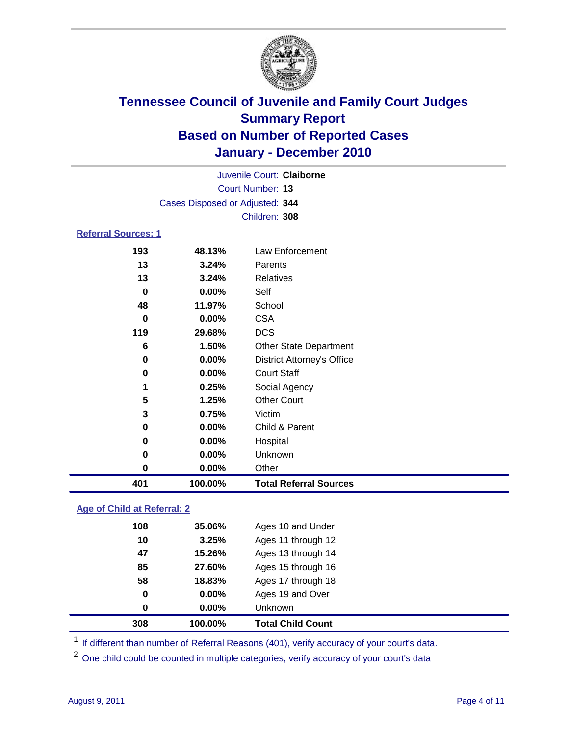# Tennessee Council of Juvenile and Family Court Judges
## Summary Report
## Based on Number of Reported Cases
## January - December 2010

Juvenile Court: **Claiborne**
Court Number: **13**
Cases Disposed or Adjusted: **344**
Children: **308**

### Referral Sources: 1

| | | |
|---|---|---|
| 193 | 48.13% | Law Enforcement |
| 13 | 3.24% | Parents |
| 13 | 3.24% | Relatives |
| 0 | 0.00% | Self |
| 48 | 11.97% | School |
| 0 | 0.00% | CSA |
| 119 | 29.68% | DCS |
| 6 | 1.50% | Other State Department |
| 0 | 0.00% | District Attorney's Office |
| 0 | 0.00% | Court Staff |
| 1 | 0.25% | Social Agency |
| 5 | 1.25% | Other Court |
| 3 | 0.75% | Victim |
| 0 | 0.00% | Child & Parent |
| 0 | 0.00% | Hospital |
| 0 | 0.00% | Unknown |
| 0 | 0.00% | Other |
| **401** | **100.00%** | **Total Referral Sources** |

### Age of Child at Referral: 2

| | | |
|---|---|---|
| 108 | 35.06% | Ages 10 and Under |
| 10 | 3.25% | Ages 11 through 12 |
| 47 | 15.26% | Ages 13 through 14 |
| 85 | 27.60% | Ages 15 through 16 |
| 58 | 18.83% | Ages 17 through 18 |
| 0 | 0.00% | Ages 19 and Over |
| 0 | 0.00% | Unknown |
| **308** | **100.00%** | **Total Child Count** |

[1] If different than number of Referral Reasons (401), verify accuracy of your court's data.

[2] One child could be counted in multiple categories, verify accuracy of your court's data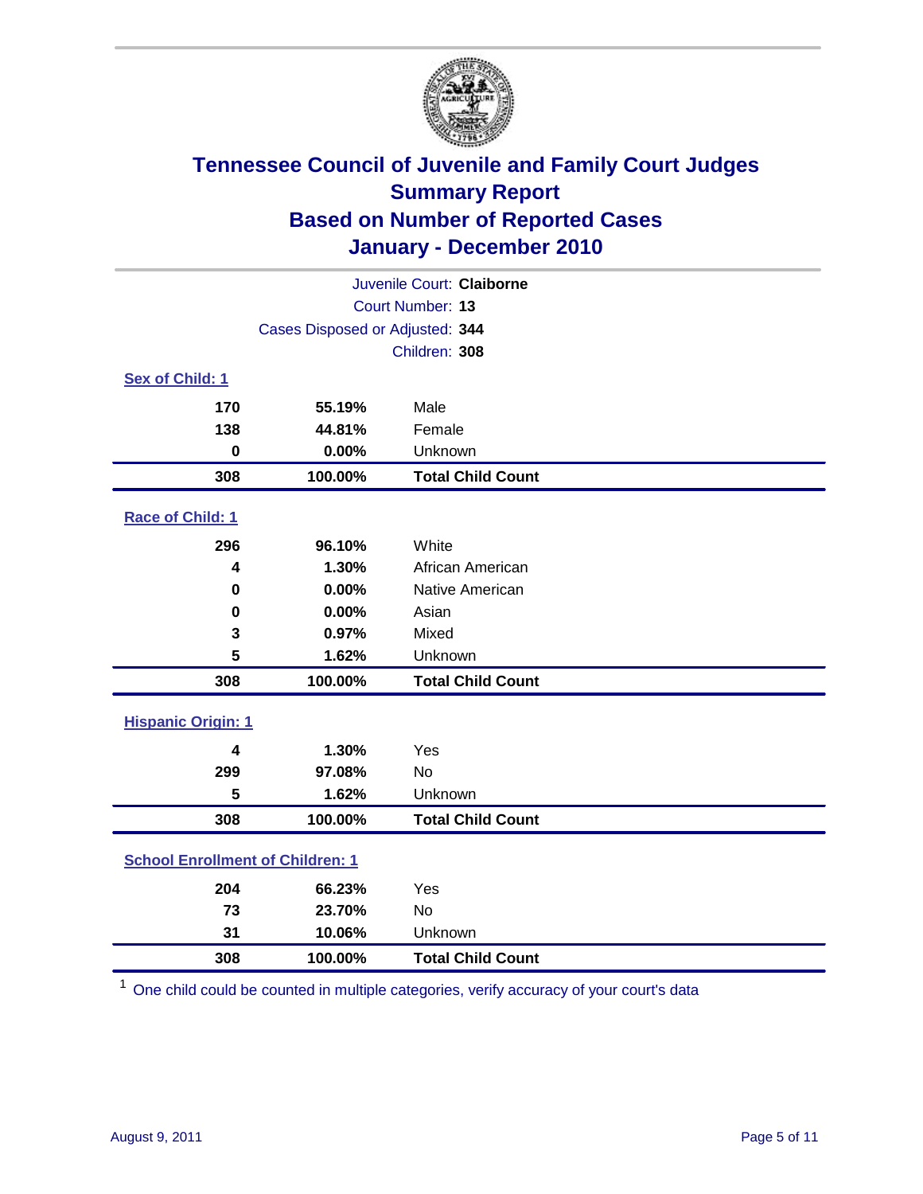# Tennessee Council of Juvenile and Family Court Judges
## Summary Report
## Based on Number of Reported Cases
## January - December 2010

Juvenile Court: **Claiborne**

Court Number: **13**

Cases Disposed or Adjusted: **344**

Children: **308**

### Sex of Child: 1

| | | |
|---|---|---|
| 170 | 55.19% | Male |
| 138 | 44.81% | Female |
| 0 | 0.00% | Unknown |
| **308** | **100.00%** | **Total Child Count** |

### Race of Child: 1

| | | |
|---|---|---|
| 296 | 96.10% | White |
| 4 | 1.30% | African American |
| 0 | 0.00% | Native American |
| 0 | 0.00% | Asian |
| 3 | 0.97% | Mixed |
| 5 | 1.62% | Unknown |
| **308** | **100.00%** | **Total Child Count** |

### Hispanic Origin: 1

| | | |
|---|---|---|
| 4 | 1.30% | Yes |
| 299 | 97.08% | No |
| 5 | 1.62% | Unknown |
| **308** | **100.00%** | **Total Child Count** |

### School Enrollment of Children: 1

| | | |
|---|---|---|
| 204 | 66.23% | Yes |
| 73 | 23.70% | No |
| 31 | 10.06% | Unknown |
| **308** | **100.00%** | **Total Child Count** |

[1] One child could be counted in multiple categories, verify accuracy of your court's data

August 9, 2011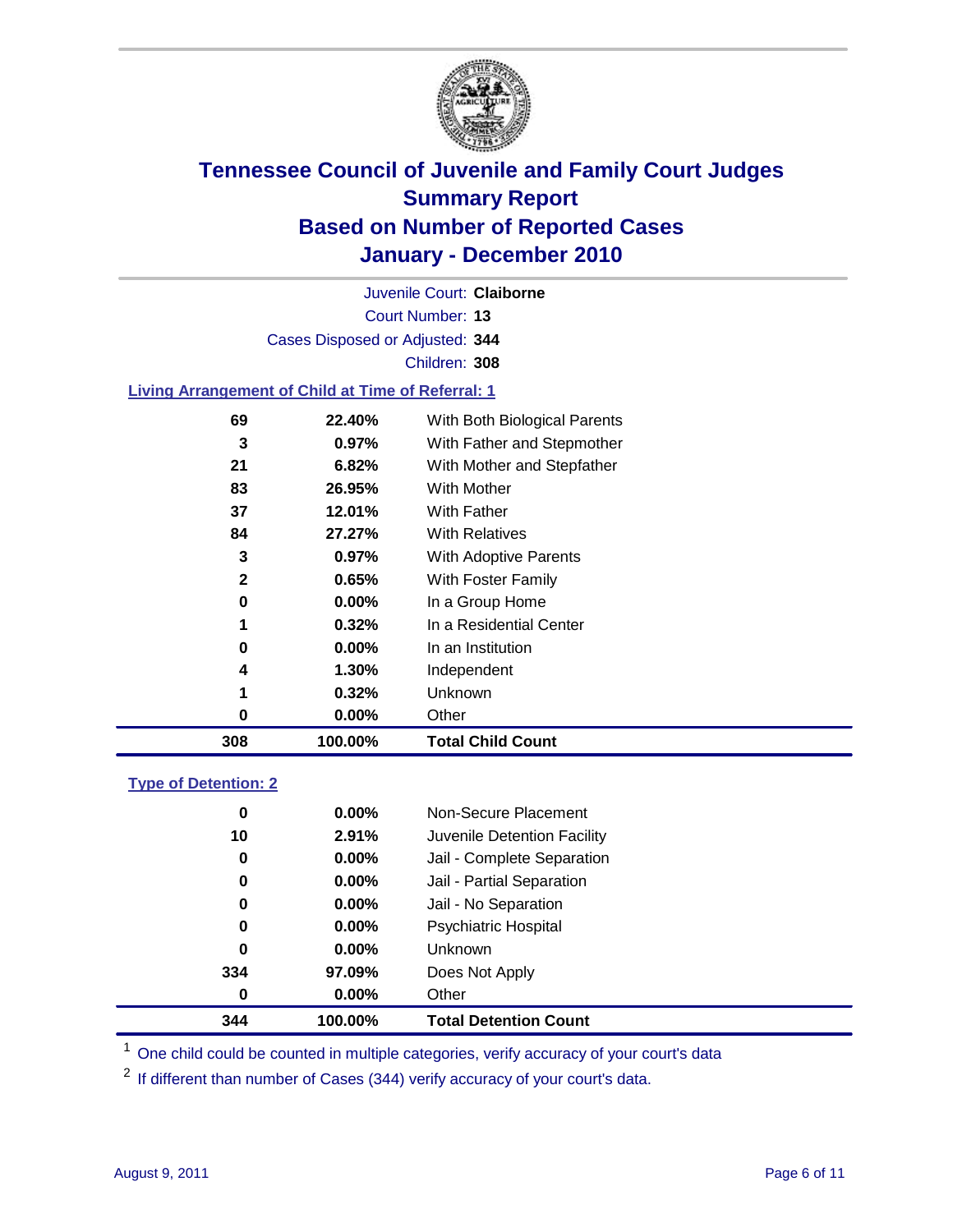# Tennessee Council of Juvenile and Family Court Judges
## Summary Report
## Based on Number of Reported Cases
## January - December 2010

Juvenile Court: **Claiborne**
Court Number: **13**
Cases Disposed or Adjusted: **344**
Children: **308**

### Living Arrangement of Child at Time of Referral: 1

| Count | Percent | Category |
|---|---|---|
| 69 | 22.40% | With Both Biological Parents |
| 3 | 0.97% | With Father and Stepmother |
| 21 | 6.82% | With Mother and Stepfather |
| 83 | 26.95% | With Mother |
| 37 | 12.01% | With Father |
| 84 | 27.27% | With Relatives |
| 3 | 0.97% | With Adoptive Parents |
| 2 | 0.65% | With Foster Family |
| 0 | 0.00% | In a Group Home |
| 1 | 0.32% | In a Residential Center |
| 0 | 0.00% | In an Institution |
| 4 | 1.30% | Independent |
| 1 | 0.32% | Unknown |
| 0 | 0.00% | Other |
| **308** | **100.00%** | **Total Child Count** |

### Type of Detention: 2

| Count | Percent | Category |
|---|---|---|
| 0 | 0.00% | Non-Secure Placement |
| 10 | 2.91% | Juvenile Detention Facility |
| 0 | 0.00% | Jail - Complete Separation |
| 0 | 0.00% | Jail - Partial Separation |
| 0 | 0.00% | Jail - No Separation |
| 0 | 0.00% | Psychiatric Hospital |
| 0 | 0.00% | Unknown |
| 334 | 97.09% | Does Not Apply |
| 0 | 0.00% | Other |
| **344** | **100.00%** | **Total Detention Count** |

[1] One child could be counted in multiple categories, verify accuracy of your court's data

[2] If different than number of Cases (344) verify accuracy of your court's data.

August 9, 2011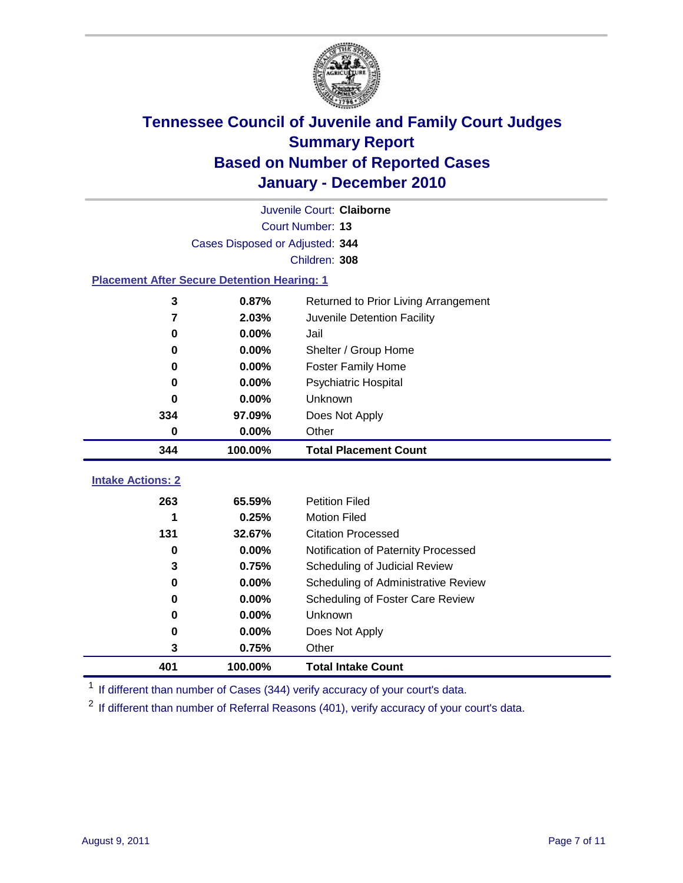# Tennessee Council of Juvenile and Family Court Judges
# Summary Report
# Based on Number of Reported Cases
# January - December 2010

Juvenile Court: **Claiborne**

Court Number: **13**

Cases Disposed or Adjusted: **344**

Children: **308**

## Placement After Secure Detention Hearing: 1

| Count | Percent | Placement |
|---|---|---|
| 3 | 0.87% | Returned to Prior Living Arrangement |
| 7 | 2.03% | Juvenile Detention Facility |
| 0 | 0.00% | Jail |
| 0 | 0.00% | Shelter / Group Home |
| 0 | 0.00% | Foster Family Home |
| 0 | 0.00% | Psychiatric Hospital |
| 0 | 0.00% | Unknown |
| 334 | 97.09% | Does Not Apply |
| 0 | 0.00% | Other |
| **344** | **100.00%** | **Total Placement Count** |

## Intake Actions: 2

| Count | Percent | Action |
|---|---|---|
| 263 | 65.59% | Petition Filed |
| 1 | 0.25% | Motion Filed |
| 131 | 32.67% | Citation Processed |
| 0 | 0.00% | Notification of Paternity Processed |
| 3 | 0.75% | Scheduling of Judicial Review |
| 0 | 0.00% | Scheduling of Administrative Review |
| 0 | 0.00% | Scheduling of Foster Care Review |
| 0 | 0.00% | Unknown |
| 0 | 0.00% | Does Not Apply |
| 3 | 0.75% | Other |
| **401** | **100.00%** | **Total Intake Count** |

[1] If different than number of Cases (344) verify accuracy of your court's data.

[2] If different than number of Referral Reasons (401), verify accuracy of your court's data.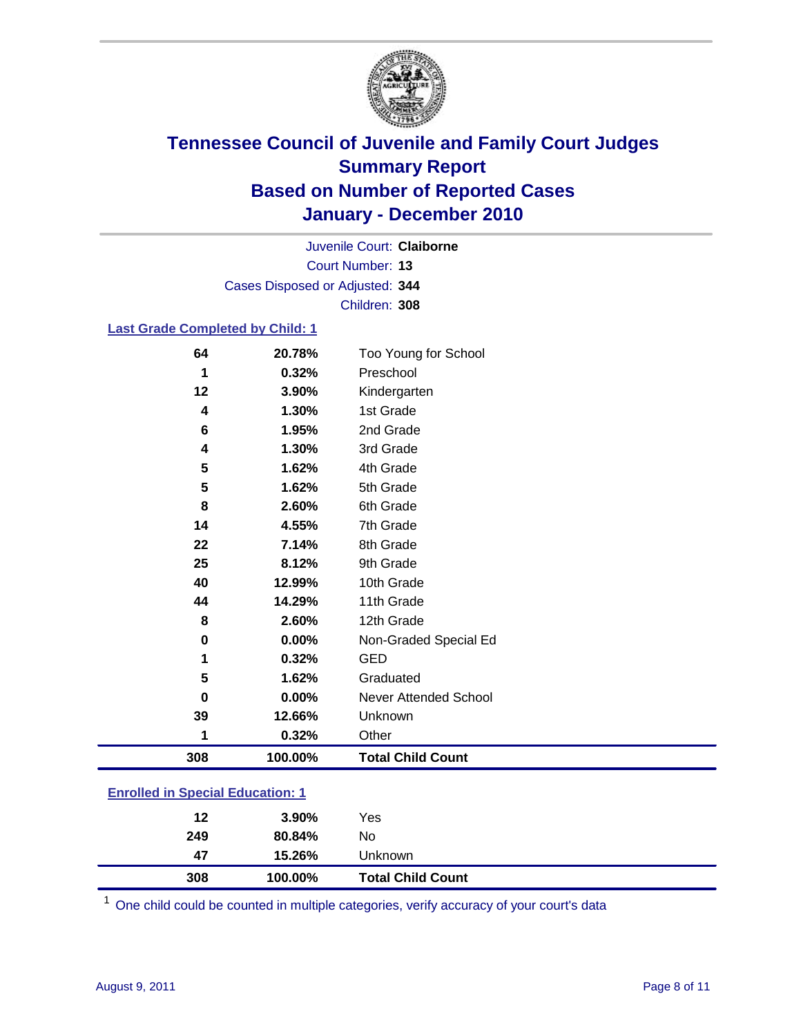# Tennessee Council of Juvenile and Family Court Judges
## Summary Report
## Based on Number of Reported Cases
## January - December 2010

Juvenile Court: **Claiborne**
Court Number: **13**
Cases Disposed or Adjusted: **344**
Children: **308**

### Last Grade Completed by Child: 1

| | | |
|---|---|---|
| 64 | 20.78% | Too Young for School |
| 1 | 0.32% | Preschool |
| 12 | 3.90% | Kindergarten |
| 4 | 1.30% | 1st Grade |
| 6 | 1.95% | 2nd Grade |
| 4 | 1.30% | 3rd Grade |
| 5 | 1.62% | 4th Grade |
| 5 | 1.62% | 5th Grade |
| 8 | 2.60% | 6th Grade |
| 14 | 4.55% | 7th Grade |
| 22 | 7.14% | 8th Grade |
| 25 | 8.12% | 9th Grade |
| 40 | 12.99% | 10th Grade |
| 44 | 14.29% | 11th Grade |
| 8 | 2.60% | 12th Grade |
| 0 | 0.00% | Non-Graded Special Ed |
| 1 | 0.32% | GED |
| 5 | 1.62% | Graduated |
| 0 | 0.00% | Never Attended School |
| 39 | 12.66% | Unknown |
| 1 | 0.32% | Other |
| **308** | **100.00%** | **Total Child Count** |

### Enrolled in Special Education: 1

| | | |
|---|---|---|
| 12 | 3.90% | Yes |
| 249 | 80.84% | No |
| 47 | 15.26% | Unknown |
| **308** | **100.00%** | **Total Child Count** |

[1] One child could be counted in multiple categories, verify accuracy of your court's data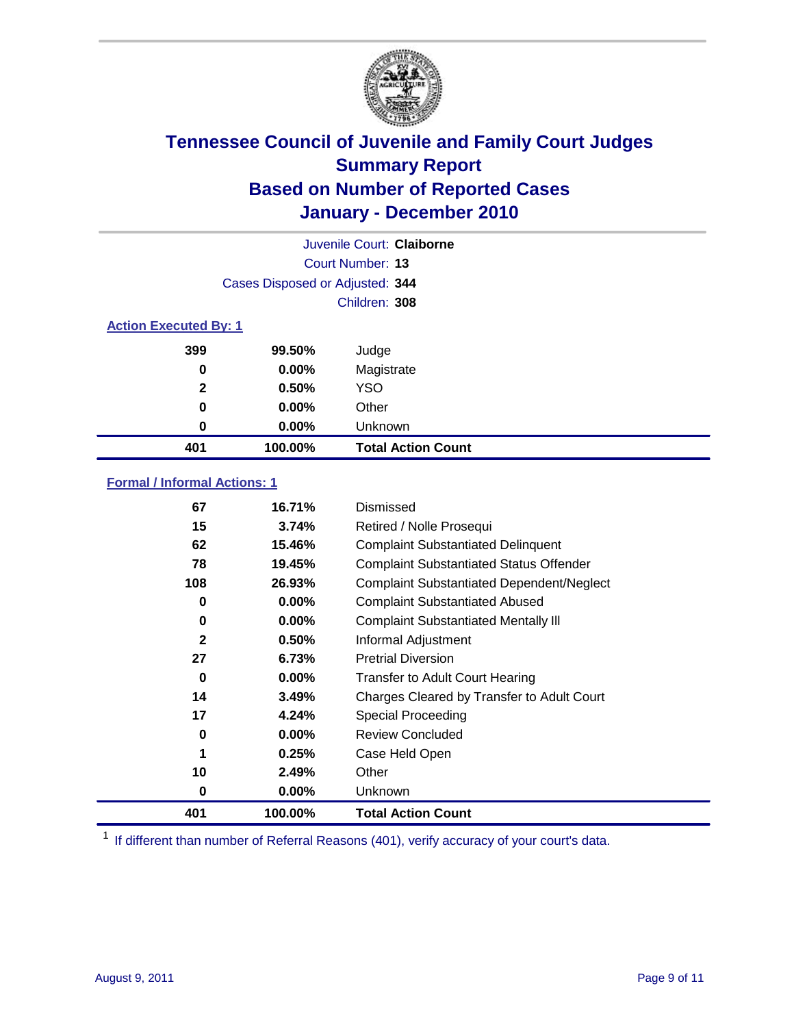# Tennessee Council of Juvenile and Family Court Judges
## Summary Report
## Based on Number of Reported Cases
## January - December 2010

Juvenile Court: **Claiborne**

Court Number: **13**

Cases Disposed or Adjusted: **344**

Children: **308**

### Action Executed By: 1

| | | |
|---|---|---|
| 399 | 99.50% | Judge |
| 0 | 0.00% | Magistrate |
| 2 | 0.50% | YSO |
| 0 | 0.00% | Other |
| 0 | 0.00% | Unknown |
| **401** | **100.00%** | **Total Action Count** |

### Formal / Informal Actions: 1

| | | |
|---|---|---|
| 67 | 16.71% | Dismissed |
| 15 | 3.74% | Retired / Nolle Prosequi |
| 62 | 15.46% | Complaint Substantiated Delinquent |
| 78 | 19.45% | Complaint Substantiated Status Offender |
| 108 | 26.93% | Complaint Substantiated Dependent/Neglect |
| 0 | 0.00% | Complaint Substantiated Abused |
| 0 | 0.00% | Complaint Substantiated Mentally Ill |
| 2 | 0.50% | Informal Adjustment |
| 27 | 6.73% | Pretrial Diversion |
| 0 | 0.00% | Transfer to Adult Court Hearing |
| 14 | 3.49% | Charges Cleared by Transfer to Adult Court |
| 17 | 4.24% | Special Proceeding |
| 0 | 0.00% | Review Concluded |
| 1 | 0.25% | Case Held Open |
| 10 | 2.49% | Other |
| 0 | 0.00% | Unknown |
| **401** | **100.00%** | **Total Action Count** |

[1] If different than number of Referral Reasons (401), verify accuracy of your court's data.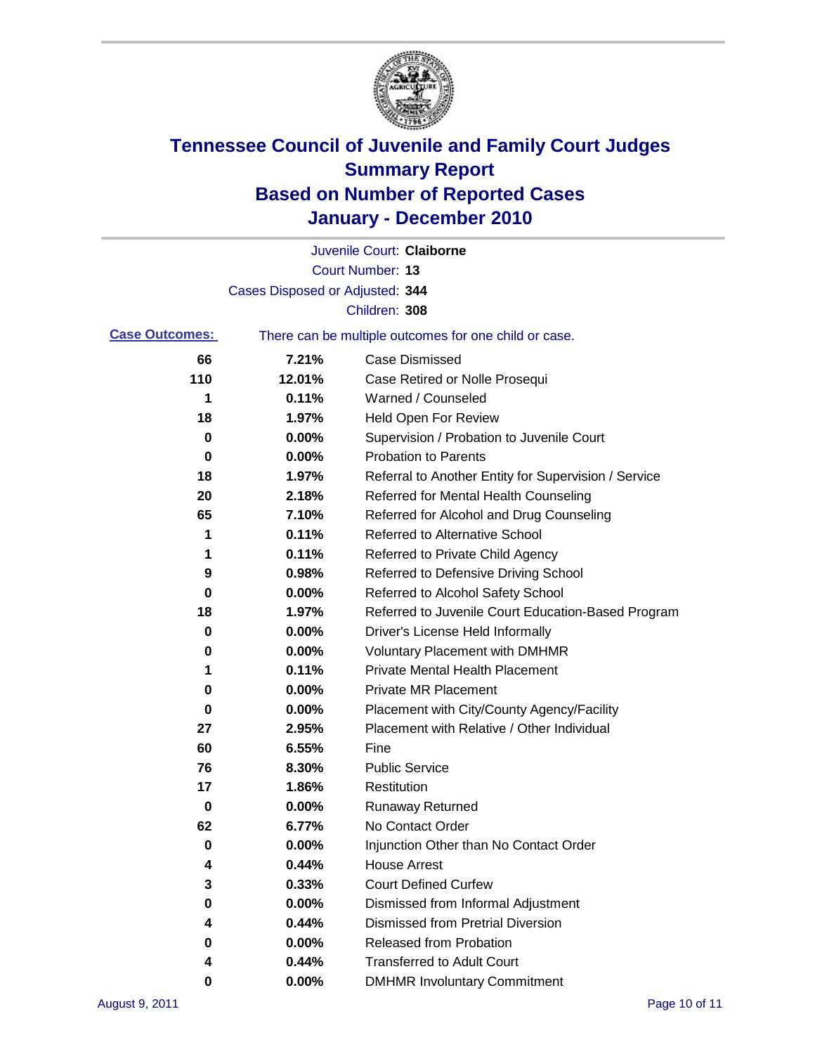# Tennessee Council of Juvenile and Family Court Judges
## Summary Report
## Based on Number of Reported Cases
## January - December 2010

Juvenile Court: **Claiborne**

Court Number: **13**

Cases Disposed or Adjusted: **344**

Children: **308**

**Case Outcomes:** There can be multiple outcomes for one child or case.

| Count | Percent | Outcome |
|---|---|---|
| 66 | 7.21% | Case Dismissed |
| 110 | 12.01% | Case Retired or Nolle Prosequi |
| 1 | 0.11% | Warned / Counseled |
| 18 | 1.97% | Held Open For Review |
| 0 | 0.00% | Supervision / Probation to Juvenile Court |
| 0 | 0.00% | Probation to Parents |
| 18 | 1.97% | Referral to Another Entity for Supervision / Service |
| 20 | 2.18% | Referred for Mental Health Counseling |
| 65 | 7.10% | Referred for Alcohol and Drug Counseling |
| 1 | 0.11% | Referred to Alternative School |
| 1 | 0.11% | Referred to Private Child Agency |
| 9 | 0.98% | Referred to Defensive Driving School |
| 0 | 0.00% | Referred to Alcohol Safety School |
| 18 | 1.97% | Referred to Juvenile Court Education-Based Program |
| 0 | 0.00% | Driver's License Held Informally |
| 0 | 0.00% | Voluntary Placement with DMHMR |
| 1 | 0.11% | Private Mental Health Placement |
| 0 | 0.00% | Private MR Placement |
| 0 | 0.00% | Placement with City/County Agency/Facility |
| 27 | 2.95% | Placement with Relative / Other Individual |
| 60 | 6.55% | Fine |
| 76 | 8.30% | Public Service |
| 17 | 1.86% | Restitution |
| 0 | 0.00% | Runaway Returned |
| 62 | 6.77% | No Contact Order |
| 0 | 0.00% | Injunction Other than No Contact Order |
| 4 | 0.44% | House Arrest |
| 3 | 0.33% | Court Defined Curfew |
| 0 | 0.00% | Dismissed from Informal Adjustment |
| 4 | 0.44% | Dismissed from Pretrial Diversion |
| 0 | 0.00% | Released from Probation |
| 4 | 0.44% | Transferred to Adult Court |
| 0 | 0.00% | DMHMR Involuntary Commitment |

August 9, 2011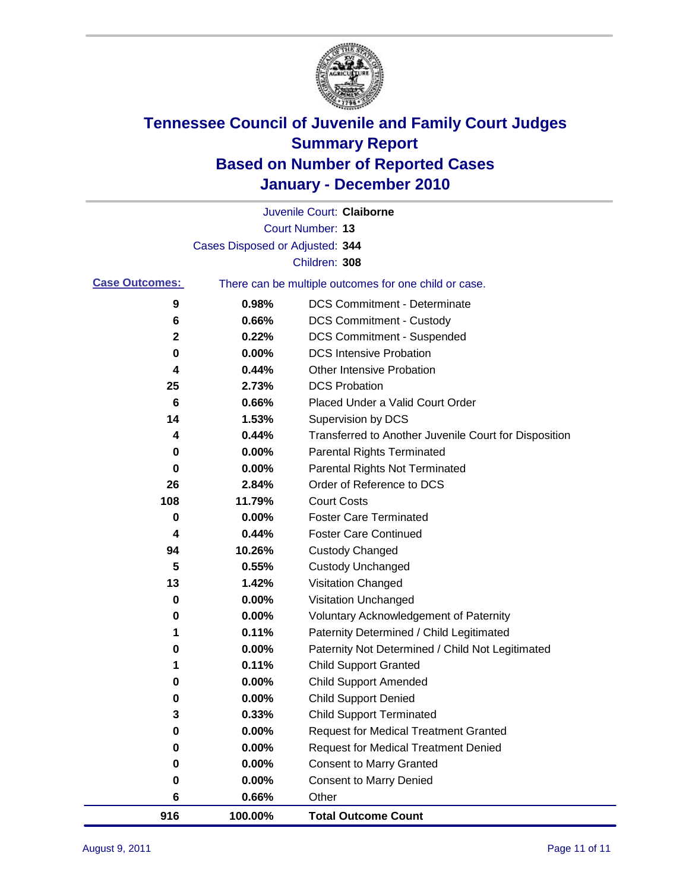# Tennessee Council of Juvenile and Family Court Judges
## Summary Report
## Based on Number of Reported Cases
## January - December 2010

Juvenile Court: **Claiborne**

Court Number: **13**

Cases Disposed or Adjusted: **344**

Children: **308**

**Case Outcomes:** There can be multiple outcomes for one child or case.

| | | |
|---|---|---|
| 9 | 0.98% | DCS Commitment - Determinate |
| 6 | 0.66% | DCS Commitment - Custody |
| 2 | 0.22% | DCS Commitment - Suspended |
| 0 | 0.00% | DCS Intensive Probation |
| 4 | 0.44% | Other Intensive Probation |
| 25 | 2.73% | DCS Probation |
| 6 | 0.66% | Placed Under a Valid Court Order |
| 14 | 1.53% | Supervision by DCS |
| 4 | 0.44% | Transferred to Another Juvenile Court for Disposition |
| 0 | 0.00% | Parental Rights Terminated |
| 0 | 0.00% | Parental Rights Not Terminated |
| 26 | 2.84% | Order of Reference to DCS |
| 108 | 11.79% | Court Costs |
| 0 | 0.00% | Foster Care Terminated |
| 4 | 0.44% | Foster Care Continued |
| 94 | 10.26% | Custody Changed |
| 5 | 0.55% | Custody Unchanged |
| 13 | 1.42% | Visitation Changed |
| 0 | 0.00% | Visitation Unchanged |
| 0 | 0.00% | Voluntary Acknowledgement of Paternity |
| 1 | 0.11% | Paternity Determined / Child Legitimated |
| 0 | 0.00% | Paternity Not Determined / Child Not Legitimated |
| 1 | 0.11% | Child Support Granted |
| 0 | 0.00% | Child Support Amended |
| 0 | 0.00% | Child Support Denied |
| 3 | 0.33% | Child Support Terminated |
| 0 | 0.00% | Request for Medical Treatment Granted |
| 0 | 0.00% | Request for Medical Treatment Denied |
| 0 | 0.00% | Consent to Marry Granted |
| 0 | 0.00% | Consent to Marry Denied |
| 6 | 0.66% | Other |
| **916** | **100.00%** | **Total Outcome Count** |

August 9, 2011